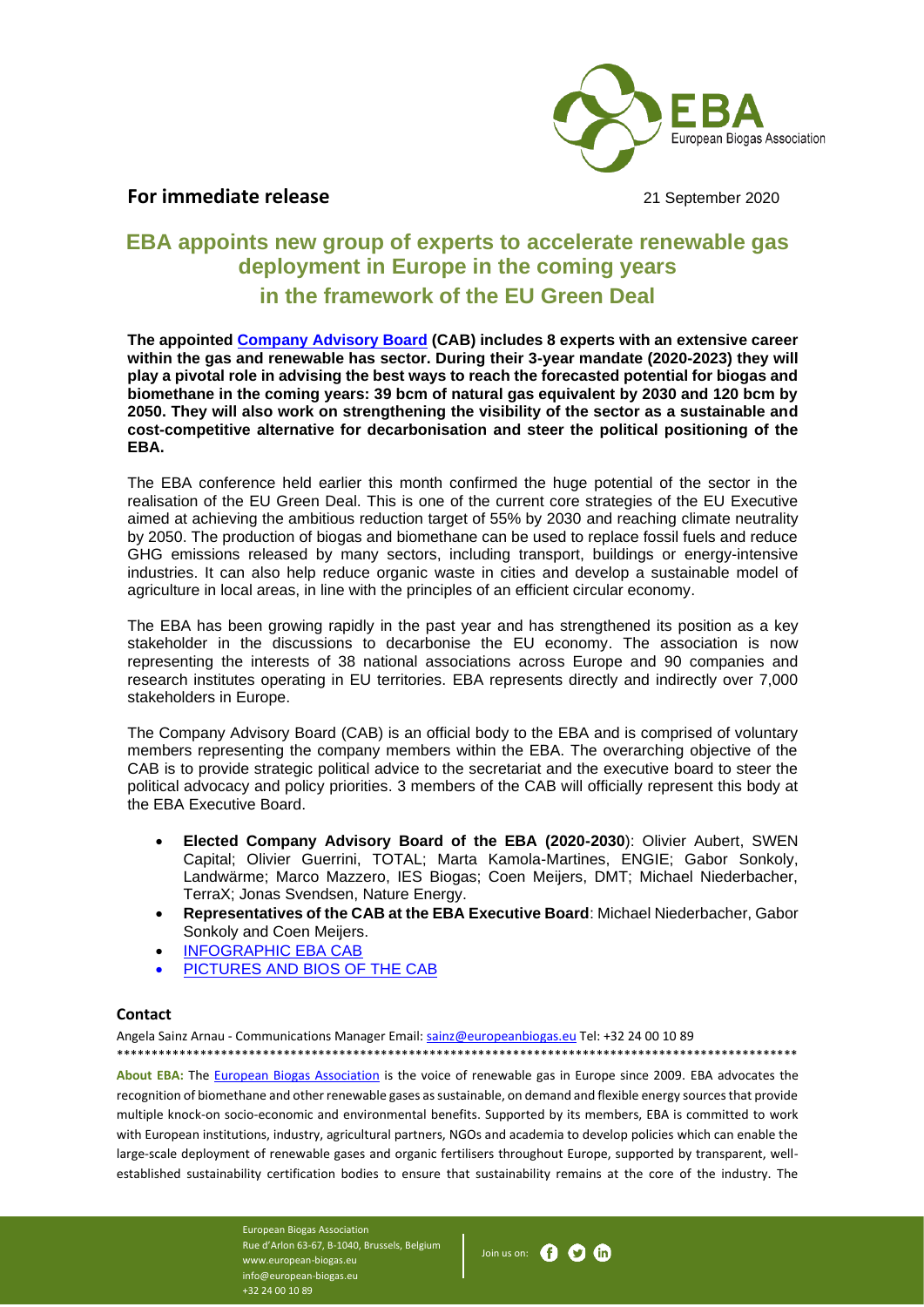**For immediate release** 21 September 2020

# EBA appoints new group of experts to accelerate renewable gas deployment in Europe in the coming years in the framework of the EU Green Deal

**The appointed Company Advisory Board (CAB) includes 8 experts with an extensive career within the gas and renewable has sector. During their 3-year mandate (2020-2023) they will play a pivotal role in advising the best ways to reach the forecasted potential for biogas and biomethane in the coming years: 39 bcm of natural gas equivalent by 2030 and 120 bcm by 2050. They will also work on strengthening the visibility of the sector as a sustainable and cost-competitive alternative for decarbonisation and steer the political positioning of the EBA.**

The EBA conference held earlier this month confirmed the huge potential of the sector in the realisation of the EU Green Deal. This is one of the current core strategies of the EU Executive aimed at achieving the ambitious reduction target of 55% by 2030 and reaching climate neutrality by 2050. The production of biogas and biomethane can be used to replace fossil fuels and reduce GHG emissions released by many sectors, including transport, buildings or energy-intensive industries. It can also help reduce organic waste in cities and develop a sustainable model of agriculture in local areas, in line with the principles of an efficient circular economy.

The EBA has been growing rapidly in the past year and has strengthened its position as a key stakeholder in the discussions to decarbonise the EU economy. The association is now representing the interests of 38 national associations across Europe and 90 companies and research institutes operating in EU territories. EBA represents directly and indirectly over 7,000 stakeholders in Europe.

The Company Advisory Board (CAB) is an official body to the EBA and is comprised of voluntary members representing the company members within the EBA. The overarching objective of the CAB is to provide strategic political advice to the secretariat and the executive board to steer the political advocacy and policy priorities. 3 members of the CAB will officially represent this body at the EBA Executive Board.

- **Elected Company Advisory Board of the EBA (2020-2030)**: Olivier Aubert, SWEN Capital; Olivier Guerrini, TOTAL; Marta Kamola-Martines, ENGIE; Gabor Sonkoly, Landwärme; Marco Mazzero, IES Biogas; Coen Meijers, DMT; Michael Niederbacher, TerraX; Jonas Svendsen, Nature Energy.
- **Representatives of the CAB at the EBA Executive Board**: Michael Niederbacher, Gabor Sonkoly and Coen Meijers.
- INFOGRAPHIC EBA CAB
- PICTURES AND BIOS OF THE CAB

### Contact

Angela Sainz Arnau - Communications Manager Email: sainz@europeanbiogas.eu Tel: +32 24 00 10 89

****************************************************************************************************

**About EBA:** The European Biogas Association is the voice of renewable gas in Europe since 2009. EBA advocates the recognition of biomethane and other renewable gases as sustainable, on demand and flexible energy sources that provide multiple knock-on socio-economic and environmental benefits. Supported by its members, EBA is committed to work with European institutions, industry, agricultural partners, NGOs and academia to develop policies which can enable the large-scale deployment of renewable gases and organic fertilisers throughout Europe, supported by transparent, well-established sustainability certification bodies to ensure that sustainability remains at the core of the industry. The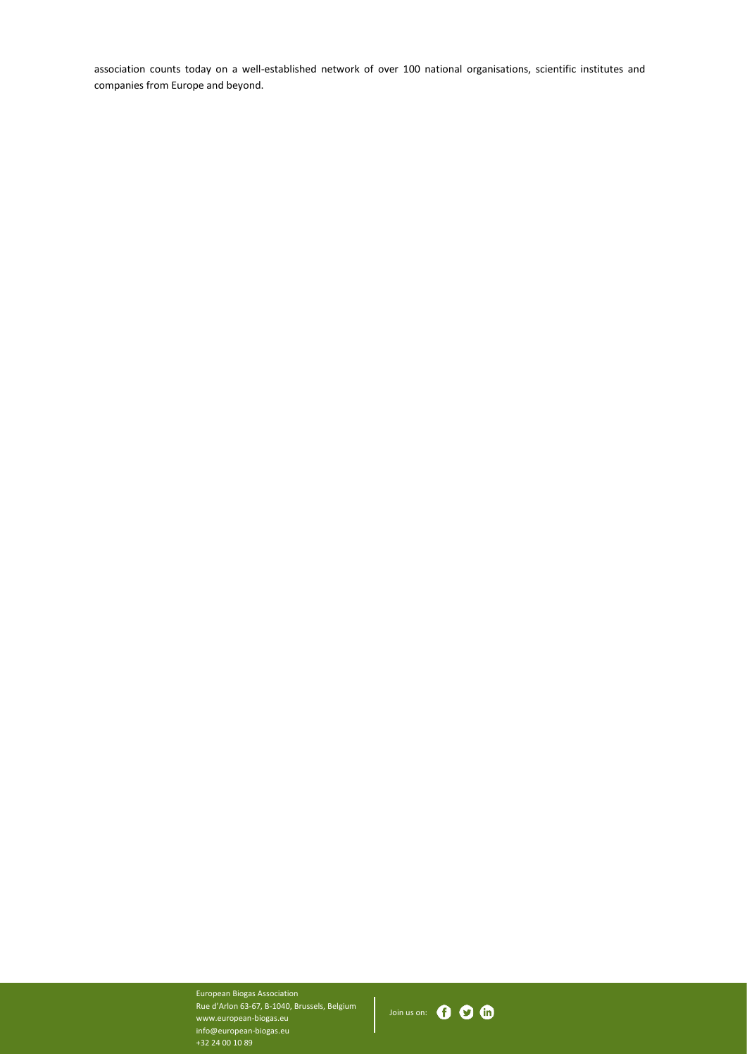association counts today on a well-established network of over 100 national organisations, scientific institutes and companies from Europe and beyond.